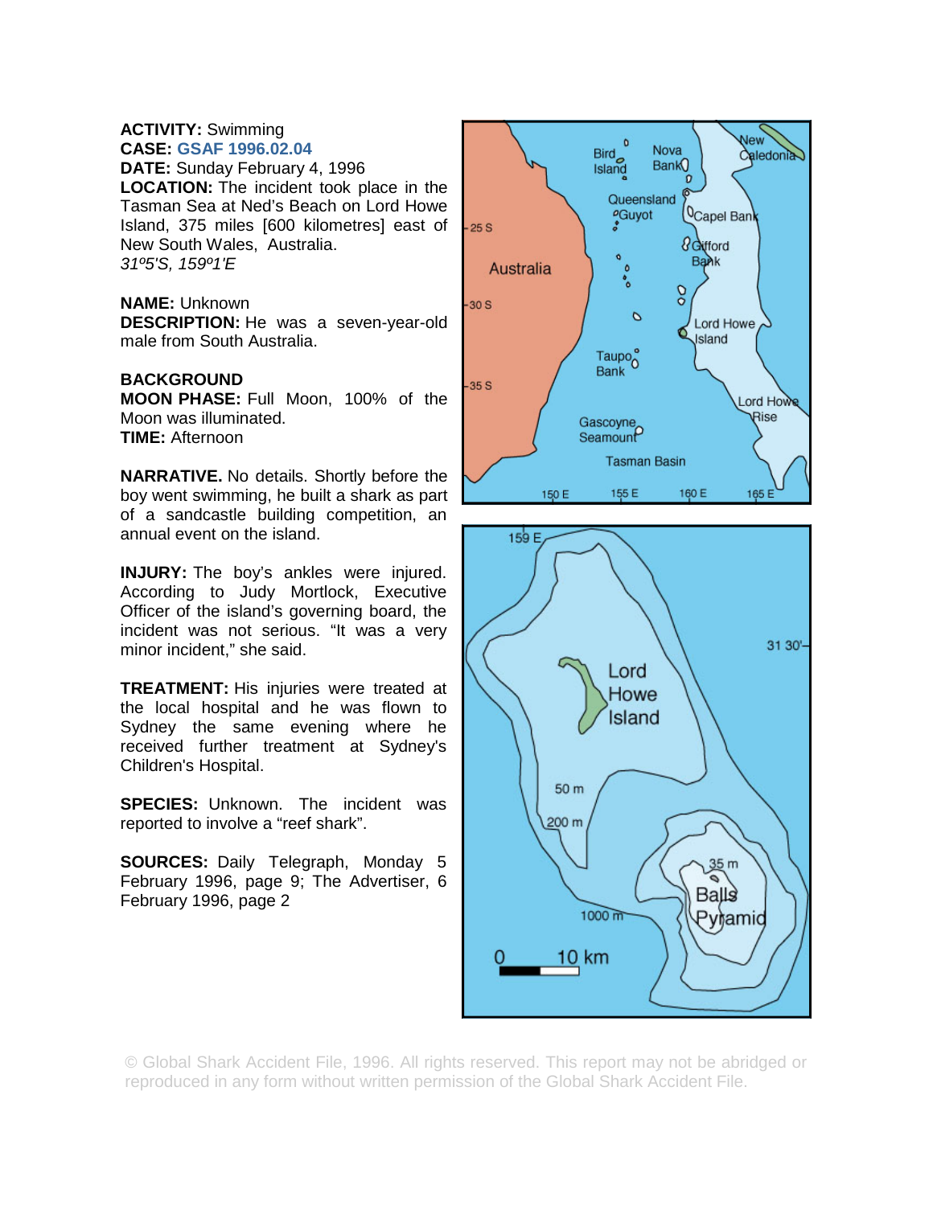**ACTIVITY:** Swimming
**CASE:** GSAF 1996.02.04
**DATE:** Sunday February 4, 1996
**LOCATION:** The incident took place in the Tasman Sea at Ned's Beach on Lord Howe Island, 375 miles [600 kilometres] east of New South Wales, Australia.
*31º5'S, 159º1'E*

**NAME:** Unknown
**DESCRIPTION:** He was a seven-year-old male from South Australia.

**BACKGROUND**
**MOON PHASE:** Full Moon, 100% of the Moon was illuminated.
**TIME:** Afternoon

**NARRATIVE.** No details. Shortly before the boy went swimming, he built a shark as part of a sandcastle building competition, an annual event on the island.

**INJURY:** The boy's ankles were injured. According to Judy Mortlock, Executive Officer of the island's governing board, the incident was not serious. "It was a very minor incident," she said.

**TREATMENT:** His injuries were treated at the local hospital and he was flown to Sydney the same evening where he received further treatment at Sydney's Children's Hospital.

**SPECIES:** Unknown. The incident was reported to involve a "reef shark".

**SOURCES:** Daily Telegraph, Monday 5 February 1996, page 9; The Advertiser, 6 February 1996, page 2

© Global Shark Accident File, 1996. All rights reserved. This report may not be abridged or reproduced in any form without written permission of the Global Shark Accident File.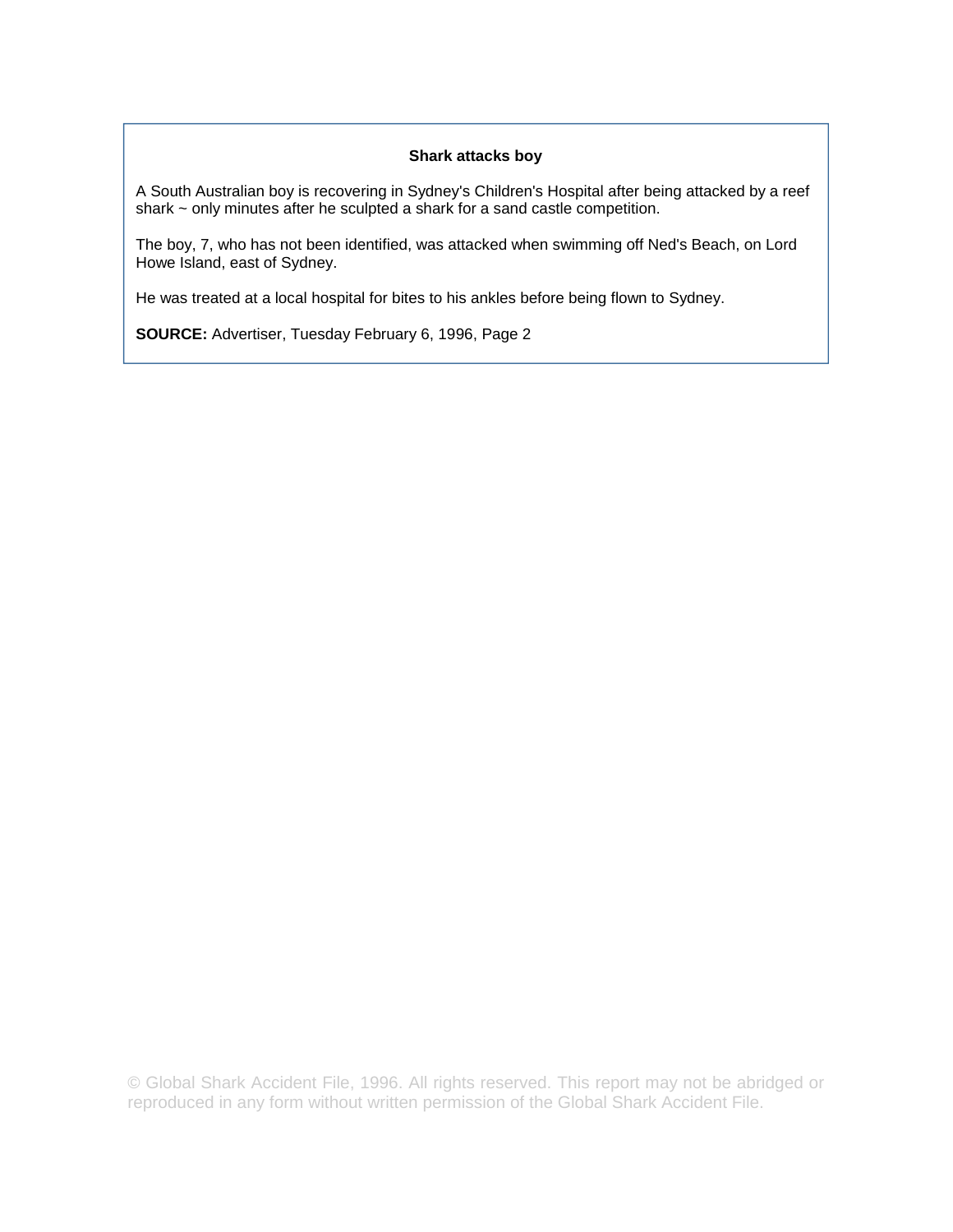### Shark attacks boy

A South Australian boy is recovering in Sydney's Children's Hospital after being attacked by a reef shark ~ only minutes after he sculpted a shark for a sand castle competition.

The boy, 7, who has not been identified, was attacked when swimming off Ned's Beach, on Lord Howe Island, east of Sydney.

He was treated at a local hospital for bites to his ankles before being flown to Sydney.

**SOURCE:** Advertiser, Tuesday February 6, 1996, Page 2

© Global Shark Accident File, 1996. All rights reserved. This report may not be abridged or reproduced in any form without written permission of the Global Shark Accident File.